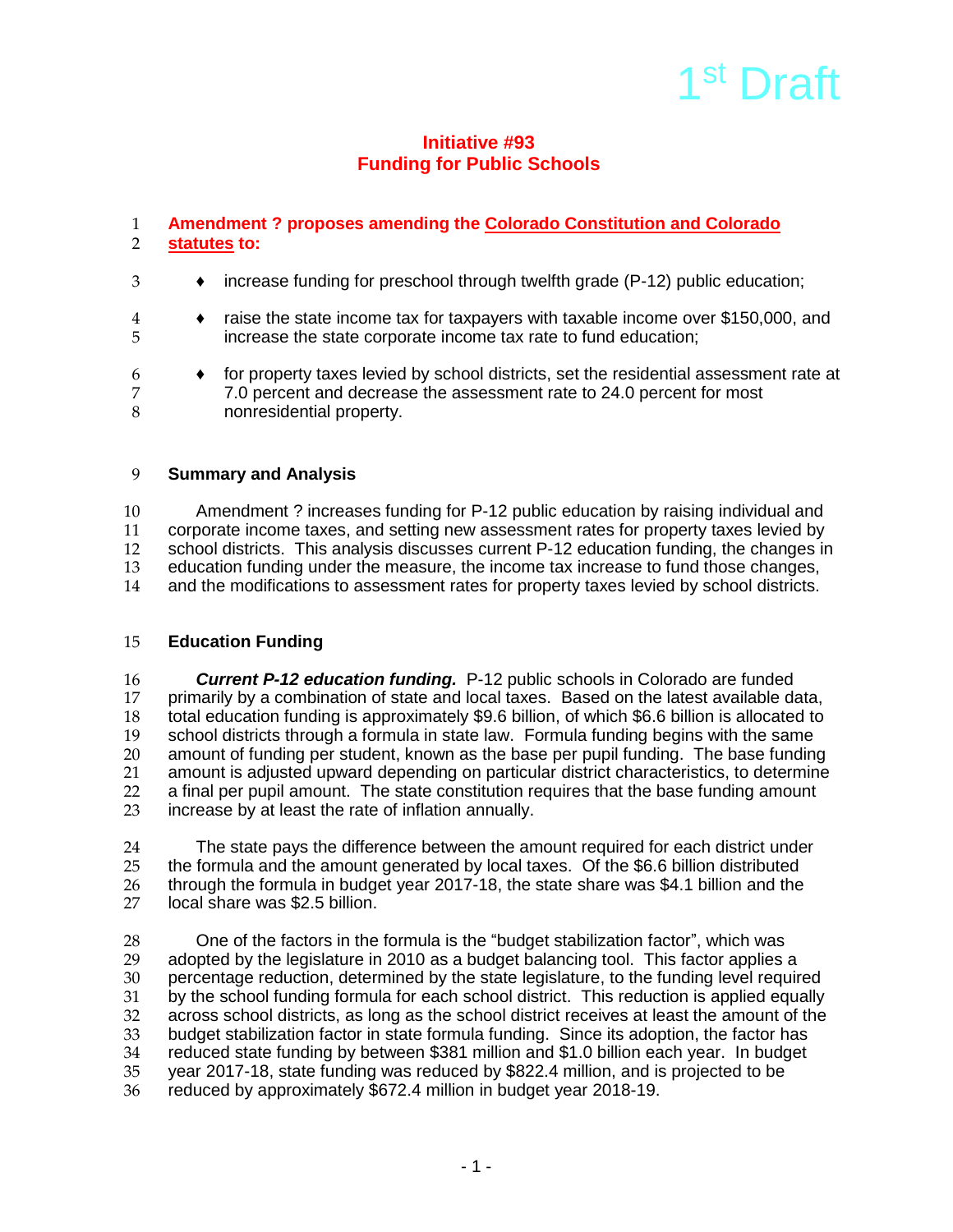1st Draft

# Initiative #93
# Funding for Public Schools

**Amendment ? proposes amending the Colorado Constitution and Colorado statutes to:**

- increase funding for preschool through twelfth grade (P-12) public education;
- raise the state income tax for taxpayers with taxable income over $150,000, and increase the state corporate income tax rate to fund education;
- for property taxes levied by school districts, set the residential assessment rate at 7.0 percent and decrease the assessment rate to 24.0 percent for most nonresidential property.

## Summary and Analysis

Amendment ? increases funding for P-12 public education by raising individual and corporate income taxes, and setting new assessment rates for property taxes levied by school districts. This analysis discusses current P-12 education funding, the changes in education funding under the measure, the income tax increase to fund those changes, and the modifications to assessment rates for property taxes levied by school districts.

## Education Funding

***Current P-12 education funding.*** P-12 public schools in Colorado are funded primarily by a combination of state and local taxes. Based on the latest available data, total education funding is approximately $9.6 billion, of which $6.6 billion is allocated to school districts through a formula in state law. Formula funding begins with the same amount of funding per student, known as the base per pupil funding. The base funding amount is adjusted upward depending on particular district characteristics, to determine a final per pupil amount. The state constitution requires that the base funding amount increase by at least the rate of inflation annually.

The state pays the difference between the amount required for each district under the formula and the amount generated by local taxes. Of the $6.6 billion distributed through the formula in budget year 2017-18, the state share was $4.1 billion and the local share was $2.5 billion.

One of the factors in the formula is the "budget stabilization factor", which was adopted by the legislature in 2010 as a budget balancing tool. This factor applies a percentage reduction, determined by the state legislature, to the funding level required by the school funding formula for each school district. This reduction is applied equally across school districts, as long as the school district receives at least the amount of the budget stabilization factor in state formula funding. Since its adoption, the factor has reduced state funding by between $381 million and $1.0 billion each year. In budget year 2017-18, state funding was reduced by $822.4 million, and is projected to be reduced by approximately $672.4 million in budget year 2018-19.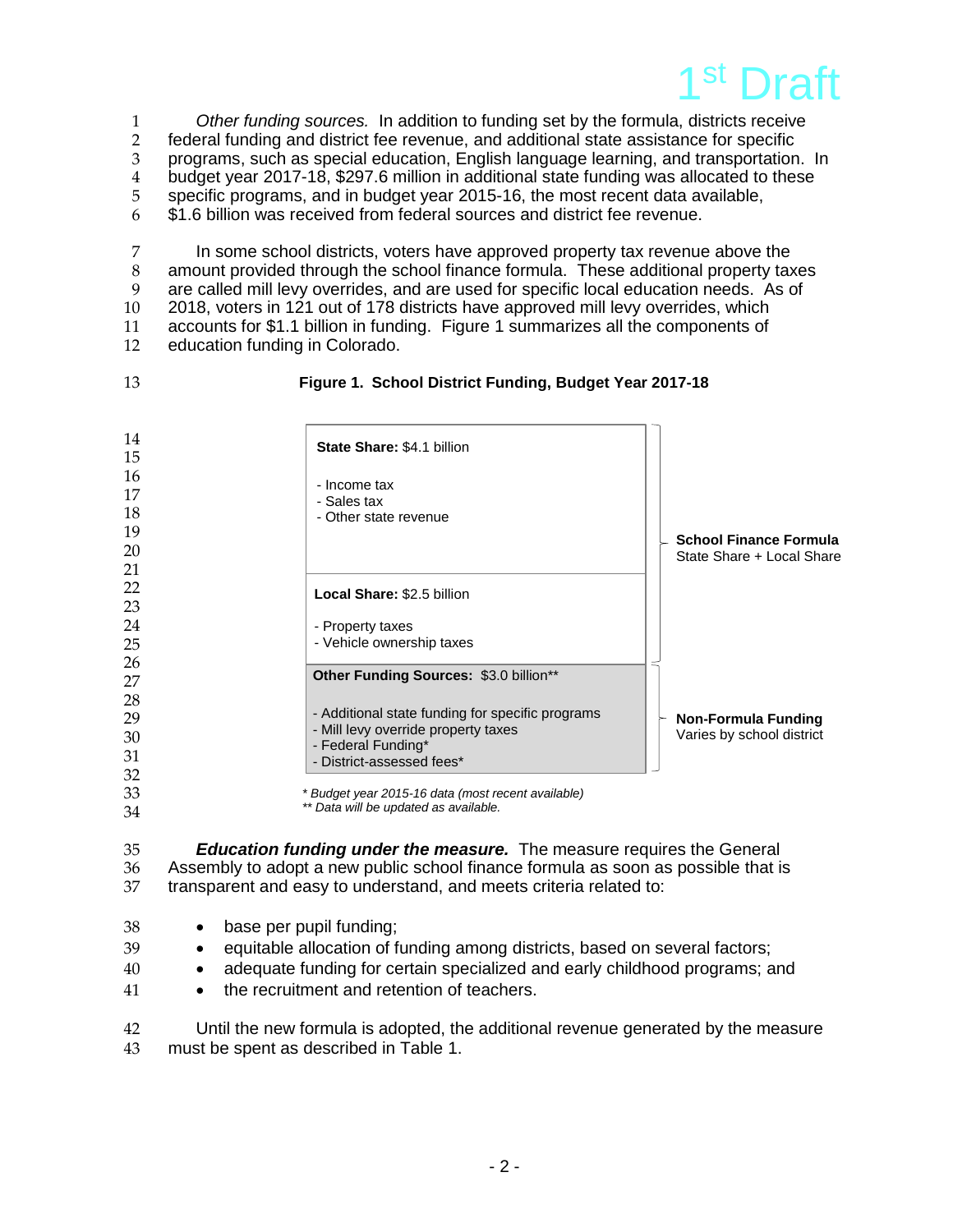*Other funding sources.* In addition to funding set by the formula, districts receive federal funding and district fee revenue, and additional state assistance for specific programs, such as special education, English language learning, and transportation. In budget year 2017-18, $297.6 million in additional state funding was allocated to these specific programs, and in budget year 2015-16, the most recent data available, $1.6 billion was received from federal sources and district fee revenue.

In some school districts, voters have approved property tax revenue above the amount provided through the school finance formula. These additional property taxes are called mill levy overrides, and are used for specific local education needs. As of 2018, voters in 121 out of 178 districts have approved mill levy overrides, which accounts for $1.1 billion in funding. Figure 1 summarizes all the components of education funding in Colorado.

**Figure 1. School District Funding, Budget Year 2017-18**

| Funding Component | Category |
|---|---|
| **State Share:** $4.1 billion<br>- Income tax<br>- Sales tax<br>- Other state revenue | **School Finance Formula**<br>State Share + Local Share |
| **Local Share:** $2.5 billion<br>- Property taxes<br>- Vehicle ownership taxes | |
| **Other Funding Sources:** $3.0 billion**<br>- Additional state funding for specific programs<br>- Mill levy override property taxes<br>- Federal Funding*<br>- District-assessed fees* | **Non-Formula Funding**<br>Varies by school district |

*\* Budget year 2015-16 data (most recent available)*
*\*\* Data will be updated as available.*

***Education funding under the measure.*** The measure requires the General Assembly to adopt a new public school finance formula as soon as possible that is transparent and easy to understand, and meets criteria related to:

- base per pupil funding;
- equitable allocation of funding among districts, based on several factors;
- adequate funding for certain specialized and early childhood programs; and
- the recruitment and retention of teachers.

Until the new formula is adopted, the additional revenue generated by the measure must be spent as described in Table 1.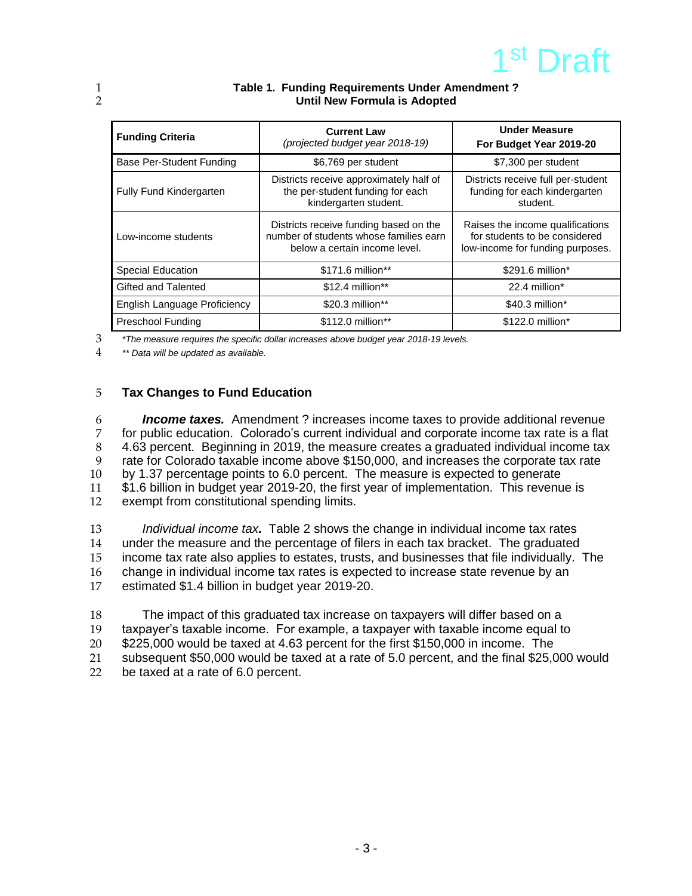1st Draft

**Table 1. Funding Requirements Under Amendment ?**
**Until New Formula is Adopted**

| Funding Criteria | Current Law *(projected budget year 2018-19)* | Under Measure For Budget Year 2019-20 |
|---|---|---|
| Base Per-Student Funding | $6,769 per student | $7,300 per student |
| Fully Fund Kindergarten | Districts receive approximately half of the per-student funding for each kindergarten student. | Districts receive full per-student funding for each kindergarten student. |
| Low-income students | Districts receive funding based on the number of students whose families earn below a certain income level. | Raises the income qualifications for students to be considered low-income for funding purposes. |
| Special Education | $171.6 million** | $291.6 million* |
| Gifted and Talented | $12.4 million** | 22.4 million* |
| English Language Proficiency | $20.3 million** | $40.3 million* |
| Preschool Funding | $112.0 million** | $122.0 million* |

*\*The measure requires the specific dollar increases above budget year 2018-19 levels.*

*\*\* Data will be updated as available.*

## Tax Changes to Fund Education

***Income taxes.*** Amendment ? increases income taxes to provide additional revenue for public education. Colorado's current individual and corporate income tax rate is a flat 4.63 percent. Beginning in 2019, the measure creates a graduated individual income tax rate for Colorado taxable income above $150,000, and increases the corporate tax rate by 1.37 percentage points to 6.0 percent. The measure is expected to generate $1.6 billion in budget year 2019-20, the first year of implementation. This revenue is exempt from constitutional spending limits.

***Individual income tax.*** Table 2 shows the change in individual income tax rates under the measure and the percentage of filers in each tax bracket. The graduated income tax rate also applies to estates, trusts, and businesses that file individually. The change in individual income tax rates is expected to increase state revenue by an estimated $1.4 billion in budget year 2019-20.

The impact of this graduated tax increase on taxpayers will differ based on a taxpayer's taxable income. For example, a taxpayer with taxable income equal to $225,000 would be taxed at 4.63 percent for the first $150,000 in income. The subsequent $50,000 would be taxed at a rate of 5.0 percent, and the final $25,000 would be taxed at a rate of 6.0 percent.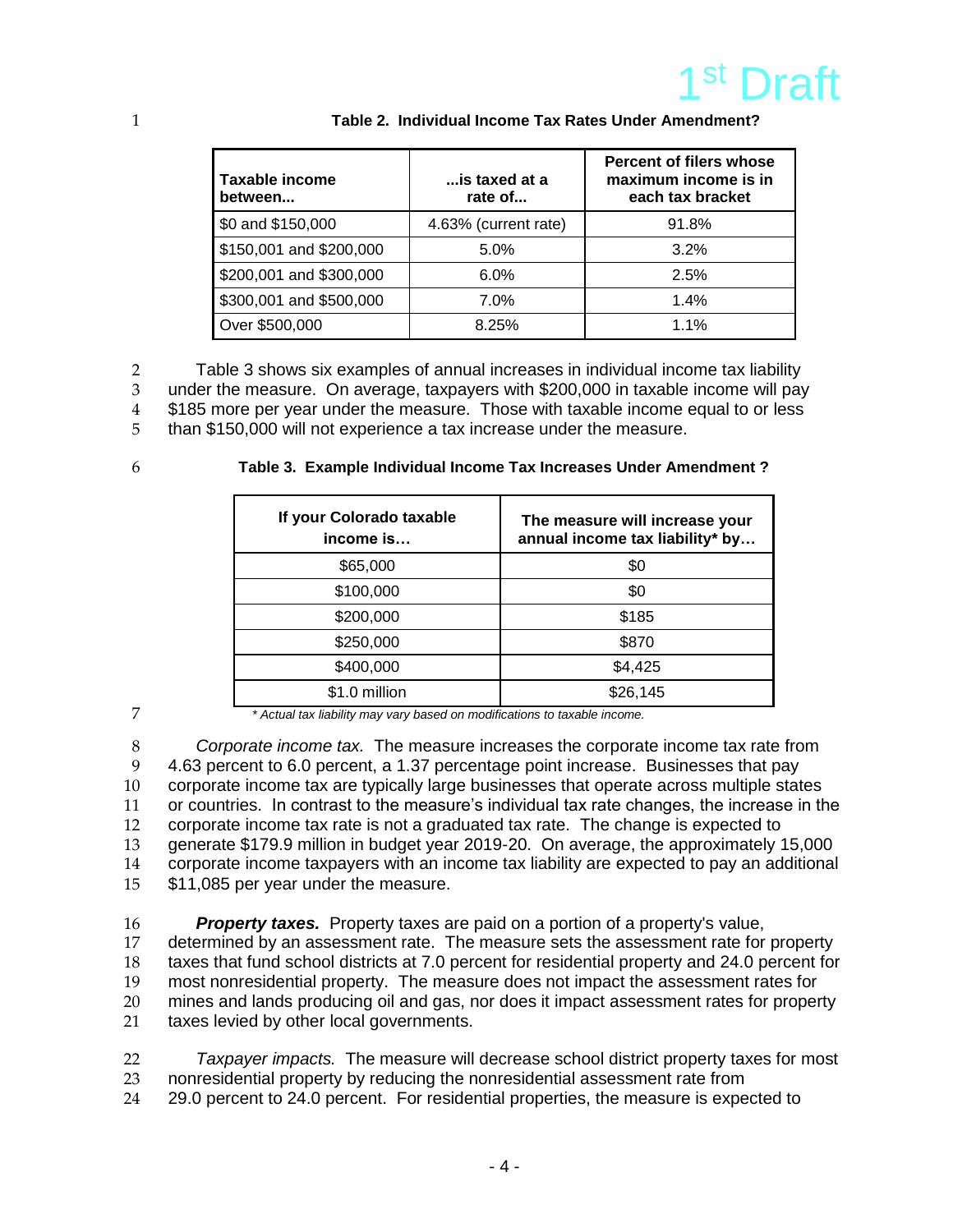**Table 2. Individual Income Tax Rates Under Amendment?**

| Taxable income between... | ...is taxed at a rate of... | Percent of filers whose maximum income is in each tax bracket |
|---|---|---|
| $0 and $150,000 | 4.63% (current rate) | 91.8% |
| $150,001 and $200,000 | 5.0% | 3.2% |
| $200,001 and $300,000 | 6.0% | 2.5% |
| $300,001 and $500,000 | 7.0% | 1.4% |
| Over $500,000 | 8.25% | 1.1% |

Table 3 shows six examples of annual increases in individual income tax liability under the measure. On average, taxpayers with $200,000 in taxable income will pay $185 more per year under the measure. Those with taxable income equal to or less than $150,000 will not experience a tax increase under the measure.

**Table 3. Example Individual Income Tax Increases Under Amendment ?**

| If your Colorado taxable income is… | The measure will increase your annual income tax liability* by… |
|---|---|
| $65,000 | $0 |
| $100,000 | $0 |
| $200,000 | $185 |
| $250,000 | $870 |
| $400,000 | $4,425 |
| $1.0 million | $26,145 |

*\* Actual tax liability may vary based on modifications to taxable income.*

*Corporate income tax.* The measure increases the corporate income tax rate from 4.63 percent to 6.0 percent, a 1.37 percentage point increase. Businesses that pay corporate income tax are typically large businesses that operate across multiple states or countries. In contrast to the measure's individual tax rate changes, the increase in the corporate income tax rate is not a graduated tax rate. The change is expected to generate $179.9 million in budget year 2019-20. On average, the approximately 15,000 corporate income taxpayers with an income tax liability are expected to pay an additional $11,085 per year under the measure.

***Property taxes.*** Property taxes are paid on a portion of a property's value, determined by an assessment rate. The measure sets the assessment rate for property taxes that fund school districts at 7.0 percent for residential property and 24.0 percent for most nonresidential property. The measure does not impact the assessment rates for mines and lands producing oil and gas, nor does it impact assessment rates for property taxes levied by other local governments.

*Taxpayer impacts.* The measure will decrease school district property taxes for most nonresidential property by reducing the nonresidential assessment rate from 29.0 percent to 24.0 percent. For residential properties, the measure is expected to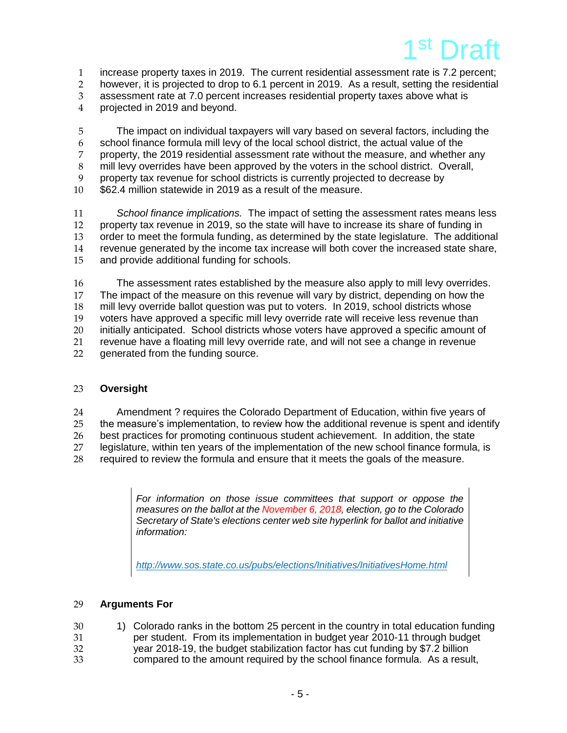increase property taxes in 2019. The current residential assessment rate is 7.2 percent; however, it is projected to drop to 6.1 percent in 2019. As a result, setting the residential assessment rate at 7.0 percent increases residential property taxes above what is projected in 2019 and beyond.

The impact on individual taxpayers will vary based on several factors, including the school finance formula mill levy of the local school district, the actual value of the property, the 2019 residential assessment rate without the measure, and whether any mill levy overrides have been approved by the voters in the school district. Overall, property tax revenue for school districts is currently projected to decrease by $62.4 million statewide in 2019 as a result of the measure.

*School finance implications.* The impact of setting the assessment rates means less property tax revenue in 2019, so the state will have to increase its share of funding in order to meet the formula funding, as determined by the state legislature. The additional revenue generated by the income tax increase will both cover the increased state share, and provide additional funding for schools.

The assessment rates established by the measure also apply to mill levy overrides. The impact of the measure on this revenue will vary by district, depending on how the mill levy override ballot question was put to voters. In 2019, school districts whose voters have approved a specific mill levy override rate will receive less revenue than initially anticipated. School districts whose voters have approved a specific amount of revenue have a floating mill levy override rate, and will not see a change in revenue generated from the funding source.

**Oversight**

Amendment ? requires the Colorado Department of Education, within five years of the measure's implementation, to review how the additional revenue is spent and identify best practices for promoting continuous student achievement. In addition, the state legislature, within ten years of the implementation of the new school finance formula, is required to review the formula and ensure that it meets the goals of the measure.

> *For information on those issue committees that support or oppose the measures on the ballot at the November 6, 2018, election, go to the Colorado Secretary of State's elections center web site hyperlink for ballot and initiative information:*
>
> *http://www.sos.state.co.us/pubs/elections/Initiatives/InitiativesHome.html*

**Arguments For**

1) Colorado ranks in the bottom 25 percent in the country in total education funding per student. From its implementation in budget year 2010-11 through budget year 2018-19, the budget stabilization factor has cut funding by $7.2 billion compared to the amount required by the school finance formula. As a result,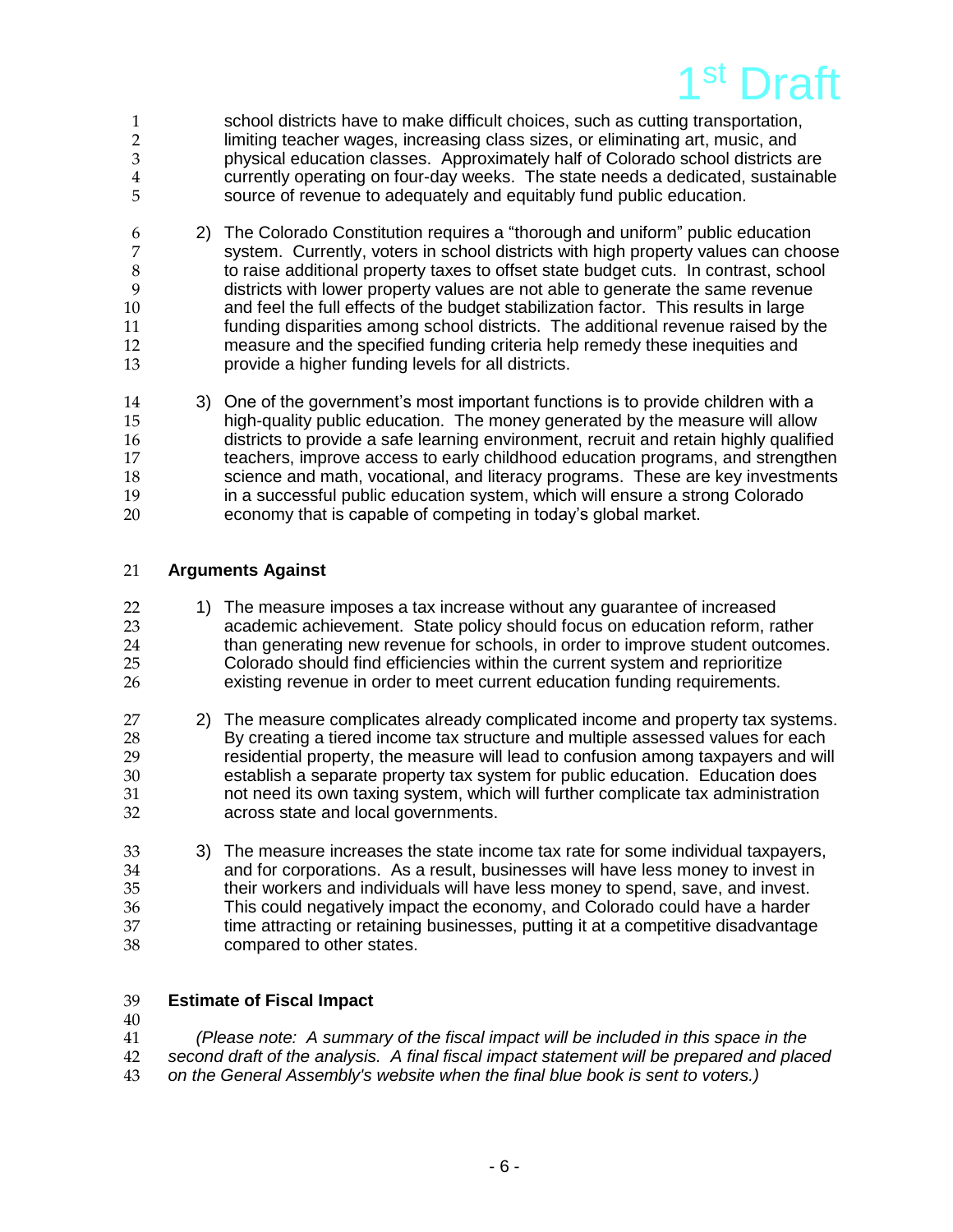school districts have to make difficult choices, such as cutting transportation, limiting teacher wages, increasing class sizes, or eliminating art, music, and physical education classes. Approximately half of Colorado school districts are currently operating on four-day weeks. The state needs a dedicated, sustainable source of revenue to adequately and equitably fund public education.

2) The Colorado Constitution requires a "thorough and uniform" public education system. Currently, voters in school districts with high property values can choose to raise additional property taxes to offset state budget cuts. In contrast, school districts with lower property values are not able to generate the same revenue and feel the full effects of the budget stabilization factor. This results in large funding disparities among school districts. The additional revenue raised by the measure and the specified funding criteria help remedy these inequities and provide a higher funding levels for all districts.

3) One of the government's most important functions is to provide children with a high-quality public education. The money generated by the measure will allow districts to provide a safe learning environment, recruit and retain highly qualified teachers, improve access to early childhood education programs, and strengthen science and math, vocational, and literacy programs. These are key investments in a successful public education system, which will ensure a strong Colorado economy that is capable of competing in today's global market.

**Arguments Against**

1) The measure imposes a tax increase without any guarantee of increased academic achievement. State policy should focus on education reform, rather than generating new revenue for schools, in order to improve student outcomes. Colorado should find efficiencies within the current system and reprioritize existing revenue in order to meet current education funding requirements.

2) The measure complicates already complicated income and property tax systems. By creating a tiered income tax structure and multiple assessed values for each residential property, the measure will lead to confusion among taxpayers and will establish a separate property tax system for public education. Education does not need its own taxing system, which will further complicate tax administration across state and local governments.

3) The measure increases the state income tax rate for some individual taxpayers, and for corporations. As a result, businesses will have less money to invest in their workers and individuals will have less money to spend, save, and invest. This could negatively impact the economy, and Colorado could have a harder time attracting or retaining businesses, putting it at a competitive disadvantage compared to other states.

**Estimate of Fiscal Impact**

*(Please note: A summary of the fiscal impact will be included in this space in the second draft of the analysis. A final fiscal impact statement will be prepared and placed on the General Assembly's website when the final blue book is sent to voters.)*